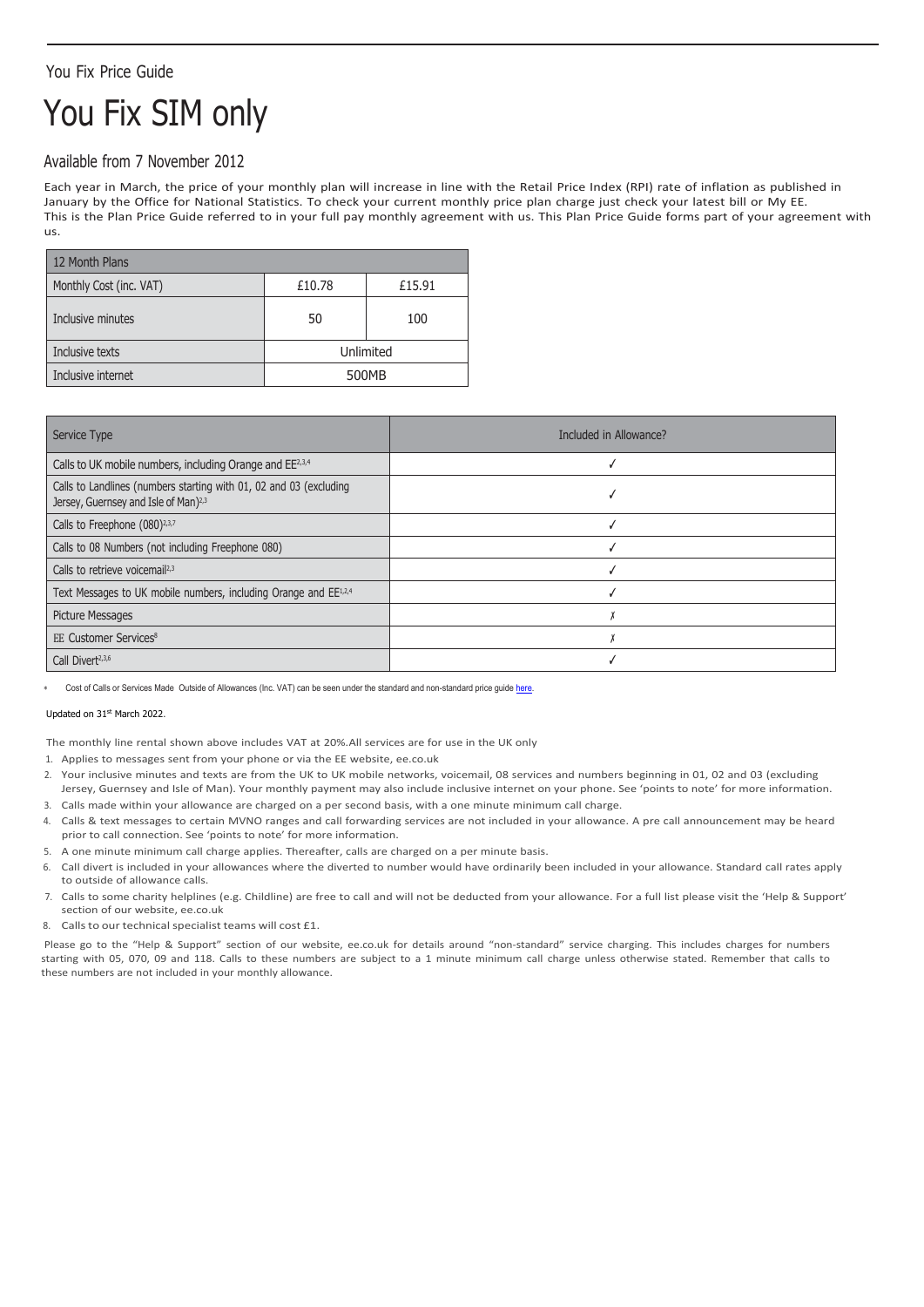You Fix Price Guide

# You Fix SIM only

## Available from 7 November 2012

Each year in March, the price of your monthly plan will increase in line with the Retail Price Index (RPI) rate of inflation as published in January by the Office for National Statistics. To check your current monthly price plan charge just check your latest bill or My EE.
This is the Plan Price Guide referred to in your full pay monthly agreement with us. This Plan Price Guide forms part of your agreement with us.

| 12 Month Plans | | |
|---|---|---|
| Monthly Cost (inc. VAT) | £10.78 | £15.91 |
| Inclusive minutes | 50 | 100 |
| Inclusive texts | Unlimited | |
| Inclusive internet | 500MB | |

| Service Type | Included in Allowance? |
|---|---|
| Calls to UK mobile numbers, including Orange and EE[2,3,4] | ✓ |
| Calls to Landlines (numbers starting with 01, 02 and 03 (excluding Jersey, Guernsey and Isle of Man)[2,3] | ✓ |
| Calls to Freephone (080)[2,3,7] | ✓ |
| Calls to 08 Numbers (not including Freephone 080) | ✓ |
| Calls to retrieve voicemail[2,3] | ✓ |
| Text Messages to UK mobile numbers, including Orange and EE[1,2,4] | ✓ |
| Picture Messages | ✗ |
| EE Customer Services[8] | ✗ |
| Call Divert[2,3,6] | ✓ |

* Cost of Calls or Services Made Outside of Allowances (Inc. VAT) can be seen under the standard and non-standard price guide [here](here).

Updated on 31st March 2022.

The monthly line rental shown above includes VAT at 20%.All services are for use in the UK only

1. Applies to messages sent from your phone or via the EE website, ee.co.uk
2. Your inclusive minutes and texts are from the UK to UK mobile networks, voicemail, 08 services and numbers beginning in 01, 02 and 03 (excluding Jersey, Guernsey and Isle of Man). Your monthly payment may also include inclusive internet on your phone. See 'points to note' for more information.
3. Calls made within your allowance are charged on a per second basis, with a one minute minimum call charge.
4. Calls & text messages to certain MVNO ranges and call forwarding services are not included in your allowance. A pre call announcement may be heard prior to call connection. See 'points to note' for more information.
5. A one minute minimum call charge applies. Thereafter, calls are charged on a per minute basis.
6. Call divert is included in your allowances where the diverted to number would have ordinarily been included in your allowance. Standard call rates apply to outside of allowance calls.
7. Calls to some charity helplines (e.g. Childline) are free to call and will not be deducted from your allowance. For a full list please visit the 'Help & Support' section of our website, ee.co.uk
8. Calls to our technical specialist teams will cost £1.

Please go to the "Help & Support" section of our website, ee.co.uk for details around "non-standard" service charging. This includes charges for numbers starting with 05, 070, 09 and 118. Calls to these numbers are subject to a 1 minute minimum call charge unless otherwise stated. Remember that calls to these numbers are not included in your monthly allowance.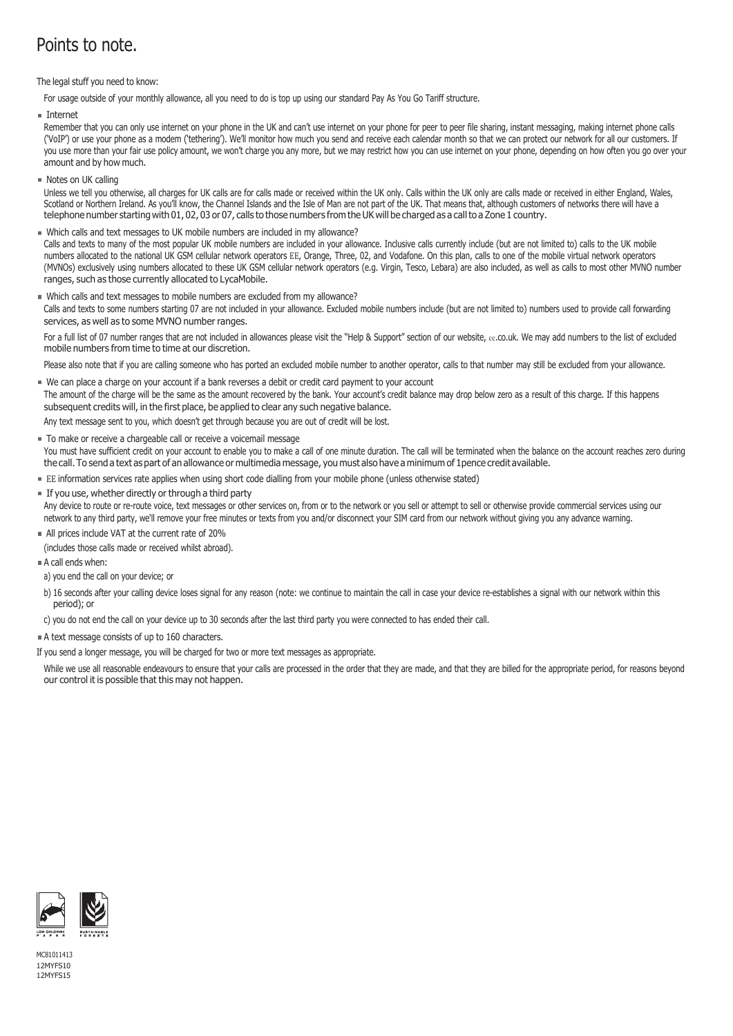# Points to note.

The legal stuff you need to know:

For usage outside of your monthly allowance, all you need to do is top up using our standard Pay As You Go Tariff structure.

- Internet

  Remember that you can only use internet on your phone in the UK and can't use internet on your phone for peer to peer file sharing, instant messaging, making internet phone calls ('VoIP') or use your phone as a modem ('tethering'). We'll monitor how much you send and receive each calendar month so that we can protect our network for all our customers. If you use more than your fair use policy amount, we won't charge you any more, but we may restrict how you can use internet on your phone, depending on how often you go over your amount and by how much.

- Notes on UK calling

  Unless we tell you otherwise, all charges for UK calls are for calls made or received within the UK only. Calls within the UK only are calls made or received in either England, Wales, Scotland or Northern Ireland. As you'll know, the Channel Islands and the Isle of Man are not part of the UK. That means that, although customers of networks there will have a telephone number starting with 01, 02, 03 or 07, calls to those numbers from the UK will be charged as a call to a Zone 1 country.

- Which calls and text messages to UK mobile numbers are included in my allowance?

  Calls and texts to many of the most popular UK mobile numbers are included in your allowance. Inclusive calls currently include (but are not limited to) calls to the UK mobile numbers allocated to the national UK GSM cellular network operators EE, Orange, Three, 02, and Vodafone. On this plan, calls to one of the mobile virtual network operators (MVNOs) exclusively using numbers allocated to these UK GSM cellular network operators (e.g. Virgin, Tesco, Lebara) are also included, as well as calls to most other MVNO number ranges, such as those currently allocated to LycaMobile.

- Which calls and text messages to mobile numbers are excluded from my allowance?

  Calls and texts to some numbers starting 07 are not included in your allowance. Excluded mobile numbers include (but are not limited to) numbers used to provide call forwarding services, as well as to some MVNO number ranges.

  For a full list of 07 number ranges that are not included in allowances please visit the "Help & Support" section of our website, ee.co.uk. We may add numbers to the list of excluded mobile numbers from time to time at our discretion.

  Please also note that if you are calling someone who has ported an excluded mobile number to another operator, calls to that number may still be excluded from your allowance.

- We can place a charge on your account if a bank reverses a debit or credit card payment to your account

  The amount of the charge will be the same as the amount recovered by the bank. Your account's credit balance may drop below zero as a result of this charge. If this happens subsequent credits will, in the first place, be applied to clear any such negative balance.

  Any text message sent to you, which doesn't get through because you are out of credit will be lost.

- To make or receive a chargeable call or receive a voicemail message

  You must have sufficient credit on your account to enable you to make a call of one minute duration. The call will be terminated when the balance on the account reaches zero during the call. To send a text as part of an allowance or multimedia message, you must also have a minimum of 1pence credit available.

- EE information services rate applies when using short code dialling from your mobile phone (unless otherwise stated)

- If you use, whether directly or through a third party

  Any device to route or re-route voice, text messages or other services on, from or to the network or you sell or attempt to sell or otherwise provide commercial services using our network to any third party, we'll remove your free minutes or texts from you and/or disconnect your SIM card from our network without giving you any advance warning.

- All prices include VAT at the current rate of 20%

  (includes those calls made or received whilst abroad).

- A call ends when:

  a) you end the call on your device; or

  b) 16 seconds after your calling device loses signal for any reason (note: we continue to maintain the call in case your device re-establishes a signal with our network within this period); or

  c) you do not end the call on your device up to 30 seconds after the last third party you were connected to has ended their call.

- A text message consists of up to 160 characters.

If you send a longer message, you will be charged for two or more text messages as appropriate.

While we use all reasonable endeavours to ensure that your calls are processed in the order that they are made, and that they are billed for the appropriate period, for reasons beyond our control it is possible that this may not happen.

LOW CHLORINE PAPER

SUSTAINABLE FORESTS

MC81011413
12MYFS10
12MYFS15